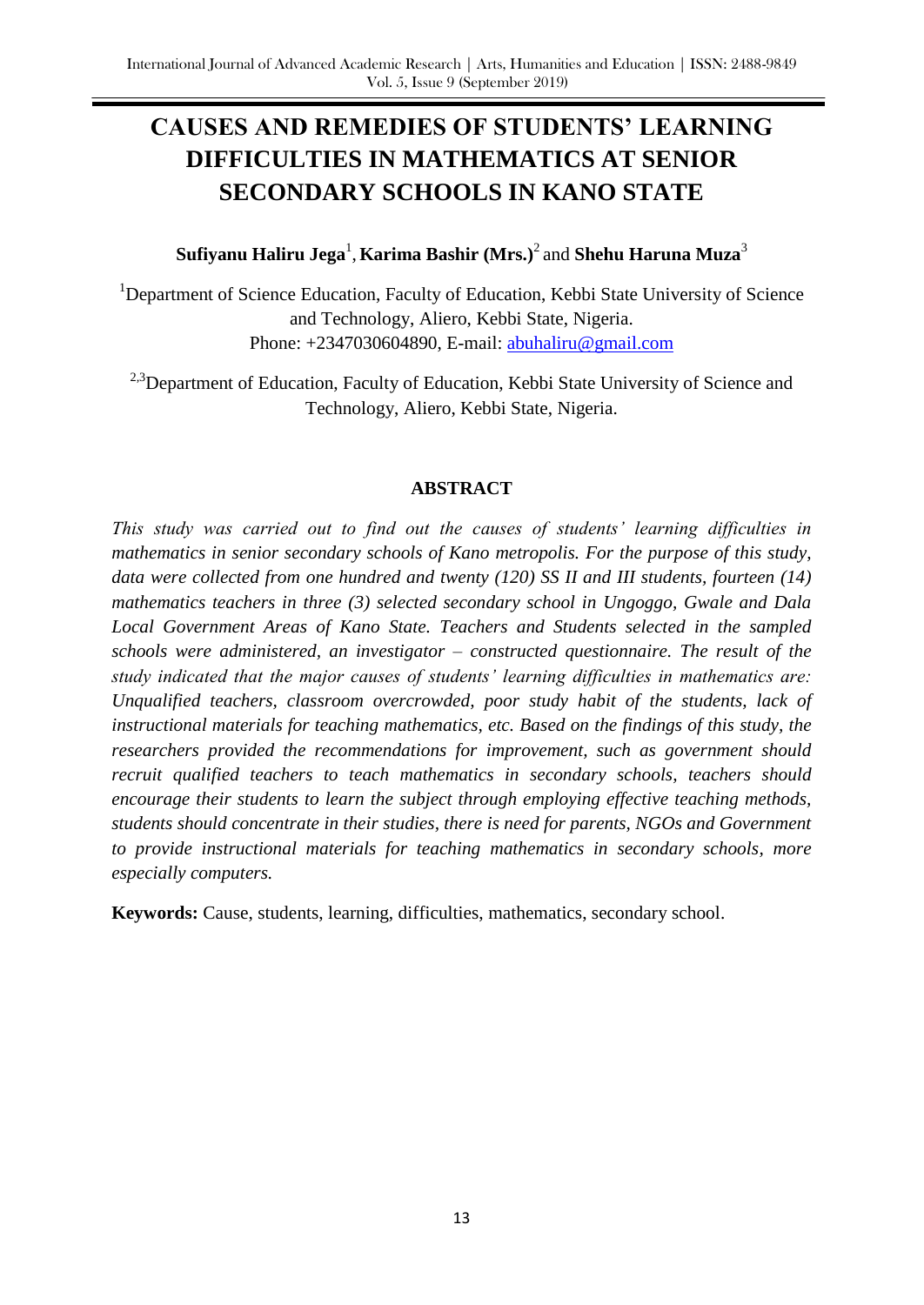# CAUSES AND REMEDIES OF STUDENTS' LEARNING DIFFICULTIES IN MATHEMATICS AT SENIOR SECONDARY SCHOOLS IN KANO STATE

**Sufiyanu Haliru Jega**[1], **Karima Bashir (Mrs.)**[2] and **Shehu Haruna Muza**[3]

[1]Department of Science Education, Faculty of Education, Kebbi State University of Science and Technology, Aliero, Kebbi State, Nigeria.
Phone: +2347030604890, E-mail: abuhaliru@gmail.com

[2,3]Department of Education, Faculty of Education, Kebbi State University of Science and Technology, Aliero, Kebbi State, Nigeria.

## ABSTRACT

*This study was carried out to find out the causes of students' learning difficulties in mathematics in senior secondary schools of Kano metropolis. For the purpose of this study, data were collected from one hundred and twenty (120) SS II and III students, fourteen (14) mathematics teachers in three (3) selected secondary school in Ungoggo, Gwale and Dala Local Government Areas of Kano State. Teachers and Students selected in the sampled schools were administered, an investigator – constructed questionnaire. The result of the study indicated that the major causes of students' learning difficulties in mathematics are: Unqualified teachers, classroom overcrowded, poor study habit of the students, lack of instructional materials for teaching mathematics, etc. Based on the findings of this study, the researchers provided the recommendations for improvement, such as government should recruit qualified teachers to teach mathematics in secondary schools, teachers should encourage their students to learn the subject through employing effective teaching methods, students should concentrate in their studies, there is need for parents, NGOs and Government to provide instructional materials for teaching mathematics in secondary schools, more especially computers.*

**Keywords:** Cause, students, learning, difficulties, mathematics, secondary school.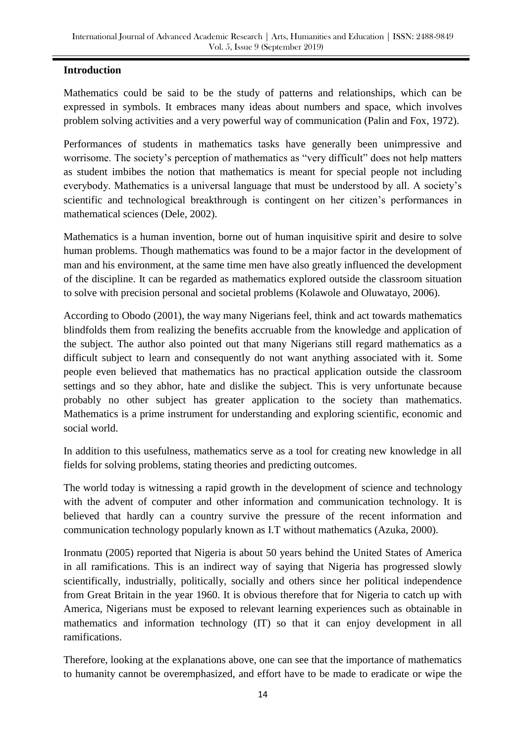## Introduction

Mathematics could be said to be the study of patterns and relationships, which can be expressed in symbols. It embraces many ideas about numbers and space, which involves problem solving activities and a very powerful way of communication (Palin and Fox, 1972).

Performances of students in mathematics tasks have generally been unimpressive and worrisome. The society's perception of mathematics as "very difficult" does not help matters as student imbibes the notion that mathematics is meant for special people not including everybody. Mathematics is a universal language that must be understood by all. A society's scientific and technological breakthrough is contingent on her citizen's performances in mathematical sciences (Dele, 2002).

Mathematics is a human invention, borne out of human inquisitive spirit and desire to solve human problems. Though mathematics was found to be a major factor in the development of man and his environment, at the same time men have also greatly influenced the development of the discipline. It can be regarded as mathematics explored outside the classroom situation to solve with precision personal and societal problems (Kolawole and Oluwatayo, 2006).

According to Obodo (2001), the way many Nigerians feel, think and act towards mathematics blindfolds them from realizing the benefits accruable from the knowledge and application of the subject. The author also pointed out that many Nigerians still regard mathematics as a difficult subject to learn and consequently do not want anything associated with it. Some people even believed that mathematics has no practical application outside the classroom settings and so they abhor, hate and dislike the subject. This is very unfortunate because probably no other subject has greater application to the society than mathematics. Mathematics is a prime instrument for understanding and exploring scientific, economic and social world.

In addition to this usefulness, mathematics serve as a tool for creating new knowledge in all fields for solving problems, stating theories and predicting outcomes.

The world today is witnessing a rapid growth in the development of science and technology with the advent of computer and other information and communication technology. It is believed that hardly can a country survive the pressure of the recent information and communication technology popularly known as I.T without mathematics (Azuka, 2000).

Ironmatu (2005) reported that Nigeria is about 50 years behind the United States of America in all ramifications. This is an indirect way of saying that Nigeria has progressed slowly scientifically, industrially, politically, socially and others since her political independence from Great Britain in the year 1960. It is obvious therefore that for Nigeria to catch up with America, Nigerians must be exposed to relevant learning experiences such as obtainable in mathematics and information technology (IT) so that it can enjoy development in all ramifications.

Therefore, looking at the explanations above, one can see that the importance of mathematics to humanity cannot be overemphasized, and effort have to be made to eradicate or wipe the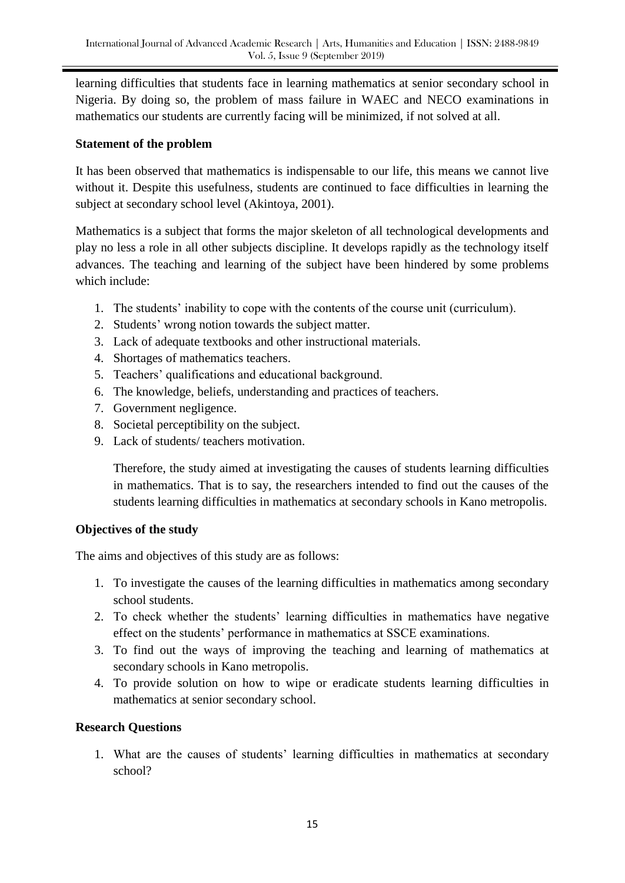learning difficulties that students face in learning mathematics at senior secondary school in Nigeria. By doing so, the problem of mass failure in WAEC and NECO examinations in mathematics our students are currently facing will be minimized, if not solved at all.

**Statement of the problem**

It has been observed that mathematics is indispensable to our life, this means we cannot live without it. Despite this usefulness, students are continued to face difficulties in learning the subject at secondary school level (Akintoya, 2001).

Mathematics is a subject that forms the major skeleton of all technological developments and play no less a role in all other subjects discipline. It develops rapidly as the technology itself advances. The teaching and learning of the subject have been hindered by some problems which include:

1. The students' inability to cope with the contents of the course unit (curriculum).
2. Students' wrong notion towards the subject matter.
3. Lack of adequate textbooks and other instructional materials.
4. Shortages of mathematics teachers.
5. Teachers' qualifications and educational background.
6. The knowledge, beliefs, understanding and practices of teachers.
7. Government negligence.
8. Societal perceptibility on the subject.
9. Lack of students/ teachers motivation.

Therefore, the study aimed at investigating the causes of students learning difficulties in mathematics. That is to say, the researchers intended to find out the causes of the students learning difficulties in mathematics at secondary schools in Kano metropolis.

**Objectives of the study**

The aims and objectives of this study are as follows:

1. To investigate the causes of the learning difficulties in mathematics among secondary school students.
2. To check whether the students' learning difficulties in mathematics have negative effect on the students' performance in mathematics at SSCE examinations.
3. To find out the ways of improving the teaching and learning of mathematics at secondary schools in Kano metropolis.
4. To provide solution on how to wipe or eradicate students learning difficulties in mathematics at senior secondary school.

**Research Questions**

1. What are the causes of students' learning difficulties in mathematics at secondary school?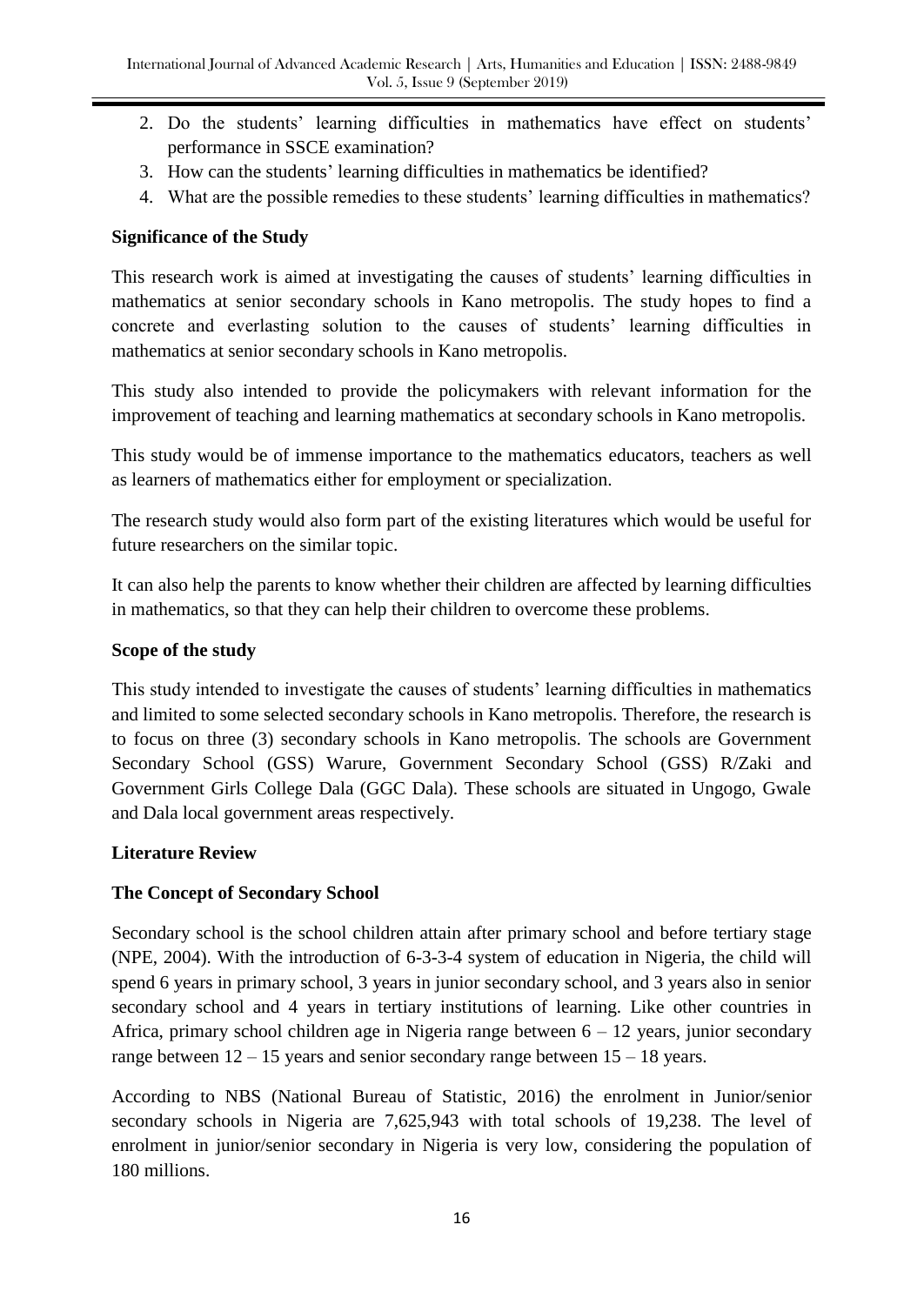2. Do the students' learning difficulties in mathematics have effect on students' performance in SSCE examination?
3. How can the students' learning difficulties in mathematics be identified?
4. What are the possible remedies to these students' learning difficulties in mathematics?

**Significance of the Study**

This research work is aimed at investigating the causes of students' learning difficulties in mathematics at senior secondary schools in Kano metropolis. The study hopes to find a concrete and everlasting solution to the causes of students' learning difficulties in mathematics at senior secondary schools in Kano metropolis.

This study also intended to provide the policymakers with relevant information for the improvement of teaching and learning mathematics at secondary schools in Kano metropolis.

This study would be of immense importance to the mathematics educators, teachers as well as learners of mathematics either for employment or specialization.

The research study would also form part of the existing literatures which would be useful for future researchers on the similar topic.

It can also help the parents to know whether their children are affected by learning difficulties in mathematics, so that they can help their children to overcome these problems.

**Scope of the study**

This study intended to investigate the causes of students' learning difficulties in mathematics and limited to some selected secondary schools in Kano metropolis. Therefore, the research is to focus on three (3) secondary schools in Kano metropolis. The schools are Government Secondary School (GSS) Warure, Government Secondary School (GSS) R/Zaki and Government Girls College Dala (GGC Dala). These schools are situated in Ungogo, Gwale and Dala local government areas respectively.

**Literature Review**

**The Concept of Secondary School**

Secondary school is the school children attain after primary school and before tertiary stage (NPE, 2004). With the introduction of 6-3-3-4 system of education in Nigeria, the child will spend 6 years in primary school, 3 years in junior secondary school, and 3 years also in senior secondary school and 4 years in tertiary institutions of learning. Like other countries in Africa, primary school children age in Nigeria range between 6 – 12 years, junior secondary range between 12 – 15 years and senior secondary range between 15 – 18 years.

According to NBS (National Bureau of Statistic, 2016) the enrolment in Junior/senior secondary schools in Nigeria are 7,625,943 with total schools of 19,238. The level of enrolment in junior/senior secondary in Nigeria is very low, considering the population of 180 millions.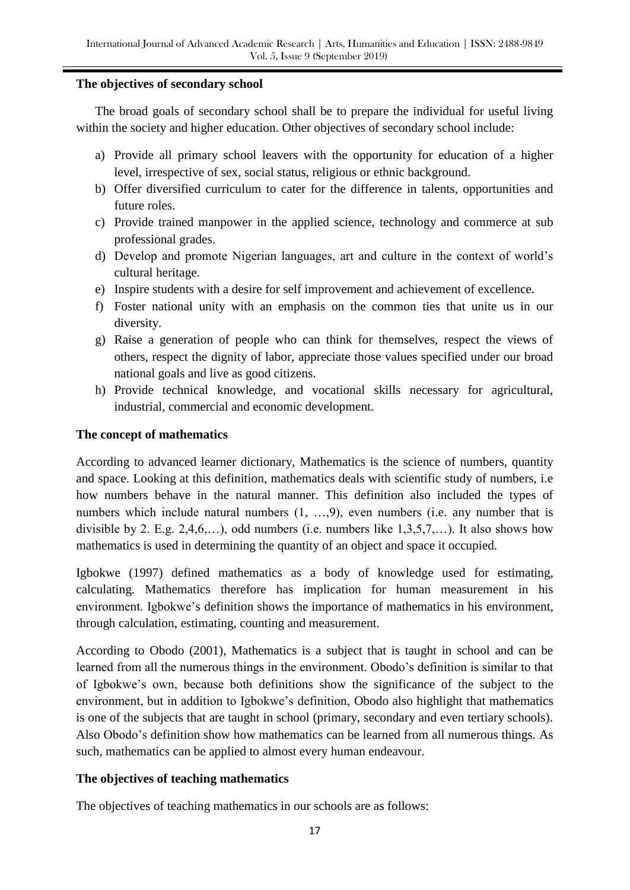**The objectives of secondary school**

The broad goals of secondary school shall be to prepare the individual for useful living within the society and higher education. Other objectives of secondary school include:

a) Provide all primary school leavers with the opportunity for education of a higher level, irrespective of sex, social status, religious or ethnic background.
b) Offer diversified curriculum to cater for the difference in talents, opportunities and future roles.
c) Provide trained manpower in the applied science, technology and commerce at sub professional grades.
d) Develop and promote Nigerian languages, art and culture in the context of world's cultural heritage.
e) Inspire students with a desire for self improvement and achievement of excellence.
f) Foster national unity with an emphasis on the common ties that unite us in our diversity.
g) Raise a generation of people who can think for themselves, respect the views of others, respect the dignity of labor, appreciate those values specified under our broad national goals and live as good citizens.
h) Provide technical knowledge, and vocational skills necessary for agricultural, industrial, commercial and economic development.

**The concept of mathematics**

According to advanced learner dictionary, Mathematics is the science of numbers, quantity and space. Looking at this definition, mathematics deals with scientific study of numbers, i.e how numbers behave in the natural manner. This definition also included the types of numbers which include natural numbers (1, …,9), even numbers (i.e. any number that is divisible by 2. E.g. 2,4,6,…), odd numbers (i.e. numbers like 1,3,5,7,…). It also shows how mathematics is used in determining the quantity of an object and space it occupied.

Igbokwe (1997) defined mathematics as a body of knowledge used for estimating, calculating. Mathematics therefore has implication for human measurement in his environment. Igbokwe's definition shows the importance of mathematics in his environment, through calculation, estimating, counting and measurement.

According to Obodo (2001), Mathematics is a subject that is taught in school and can be learned from all the numerous things in the environment. Obodo's definition is similar to that of Igbokwe's own, because both definitions show the significance of the subject to the environment, but in addition to Igbokwe's definition, Obodo also highlight that mathematics is one of the subjects that are taught in school (primary, secondary and even tertiary schools). Also Obodo's definition show how mathematics can be learned from all numerous things. As such, mathematics can be applied to almost every human endeavour.

**The objectives of teaching mathematics**

The objectives of teaching mathematics in our schools are as follows: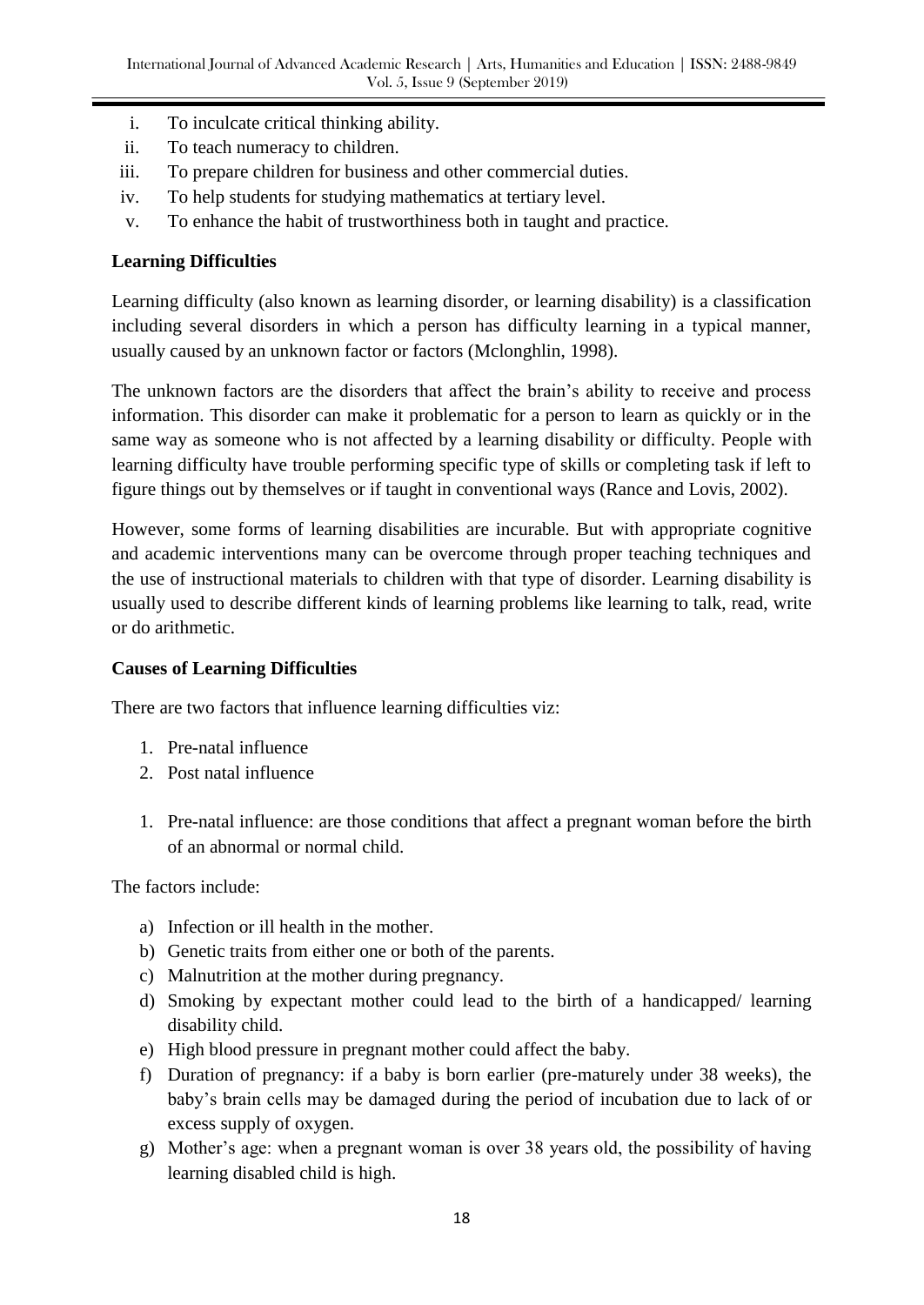i. To inculcate critical thinking ability.
ii. To teach numeracy to children.
iii. To prepare children for business and other commercial duties.
iv. To help students for studying mathematics at tertiary level.
v. To enhance the habit of trustworthiness both in taught and practice.

**Learning Difficulties**

Learning difficulty (also known as learning disorder, or learning disability) is a classification including several disorders in which a person has difficulty learning in a typical manner, usually caused by an unknown factor or factors (Mclonghlin, 1998).

The unknown factors are the disorders that affect the brain's ability to receive and process information. This disorder can make it problematic for a person to learn as quickly or in the same way as someone who is not affected by a learning disability or difficulty. People with learning difficulty have trouble performing specific type of skills or completing task if left to figure things out by themselves or if taught in conventional ways (Rance and Lovis, 2002).

However, some forms of learning disabilities are incurable. But with appropriate cognitive and academic interventions many can be overcome through proper teaching techniques and the use of instructional materials to children with that type of disorder. Learning disability is usually used to describe different kinds of learning problems like learning to talk, read, write or do arithmetic.

**Causes of Learning Difficulties**

There are two factors that influence learning difficulties viz:

1. Pre-natal influence
2. Post natal influence

1. Pre-natal influence: are those conditions that affect a pregnant woman before the birth of an abnormal or normal child.

The factors include:

a) Infection or ill health in the mother.
b) Genetic traits from either one or both of the parents.
c) Malnutrition at the mother during pregnancy.
d) Smoking by expectant mother could lead to the birth of a handicapped/ learning disability child.
e) High blood pressure in pregnant mother could affect the baby.
f) Duration of pregnancy: if a baby is born earlier (pre-maturely under 38 weeks), the baby's brain cells may be damaged during the period of incubation due to lack of or excess supply of oxygen.
g) Mother's age: when a pregnant woman is over 38 years old, the possibility of having learning disabled child is high.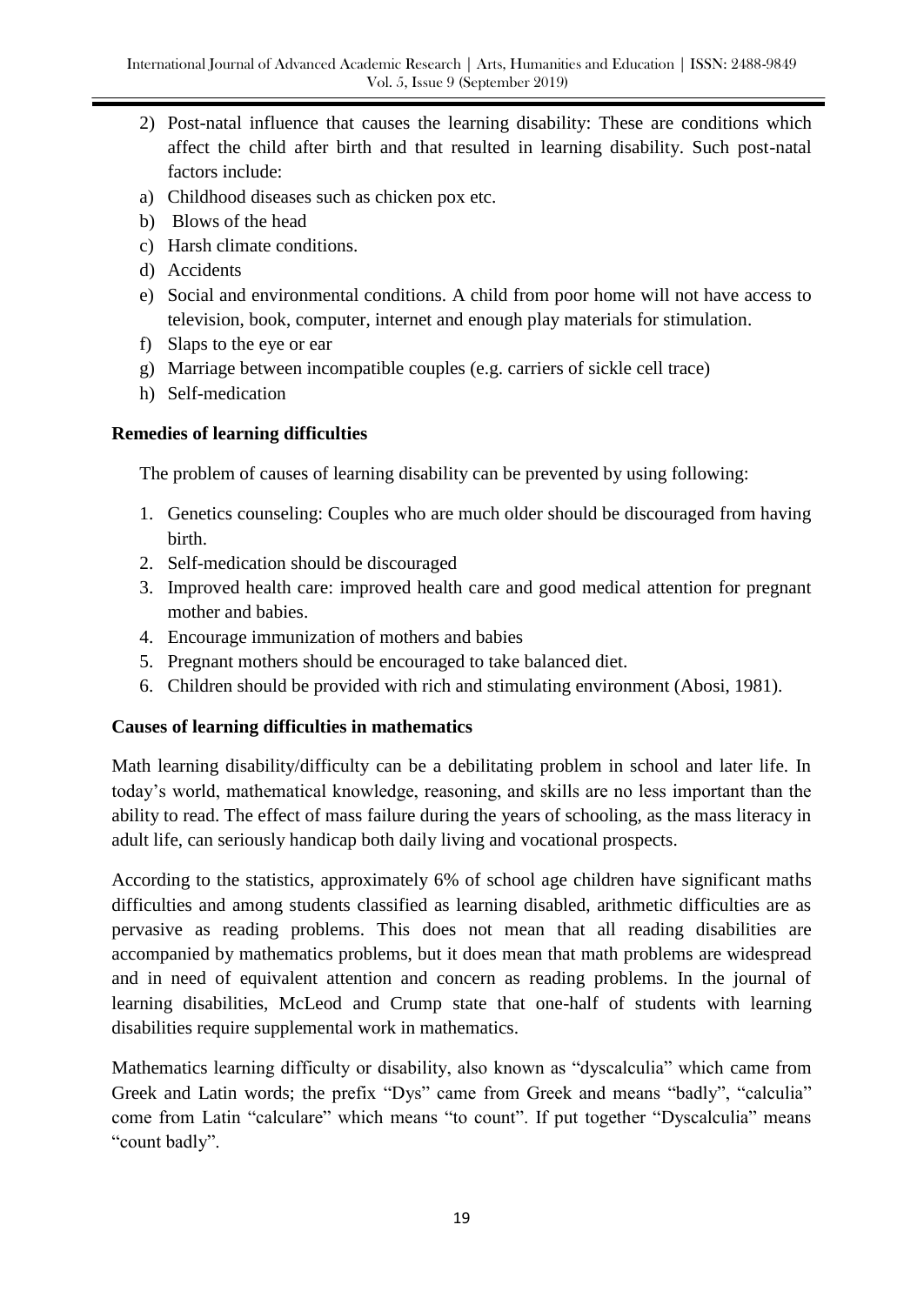2) Post-natal influence that causes the learning disability: These are conditions which affect the child after birth and that resulted in learning disability. Such post-natal factors include:

a) Childhood diseases such as chicken pox etc.
b) Blows of the head
c) Harsh climate conditions.
d) Accidents
e) Social and environmental conditions. A child from poor home will not have access to television, book, computer, internet and enough play materials for stimulation.
f) Slaps to the eye or ear
g) Marriage between incompatible couples (e.g. carriers of sickle cell trace)
h) Self-medication

**Remedies of learning difficulties**

The problem of causes of learning disability can be prevented by using following:

1. Genetics counseling: Couples who are much older should be discouraged from having birth.
2. Self-medication should be discouraged
3. Improved health care: improved health care and good medical attention for pregnant mother and babies.
4. Encourage immunization of mothers and babies
5. Pregnant mothers should be encouraged to take balanced diet.
6. Children should be provided with rich and stimulating environment (Abosi, 1981).

**Causes of learning difficulties in mathematics**

Math learning disability/difficulty can be a debilitating problem in school and later life. In today's world, mathematical knowledge, reasoning, and skills are no less important than the ability to read. The effect of mass failure during the years of schooling, as the mass literacy in adult life, can seriously handicap both daily living and vocational prospects.

According to the statistics, approximately 6% of school age children have significant maths difficulties and among students classified as learning disabled, arithmetic difficulties are as pervasive as reading problems. This does not mean that all reading disabilities are accompanied by mathematics problems, but it does mean that math problems are widespread and in need of equivalent attention and concern as reading problems. In the journal of learning disabilities, McLeod and Crump state that one-half of students with learning disabilities require supplemental work in mathematics.

Mathematics learning difficulty or disability, also known as "dyscalculia" which came from Greek and Latin words; the prefix "Dys" came from Greek and means "badly", "calculia" come from Latin "calculare" which means "to count". If put together "Dyscalculia" means "count badly".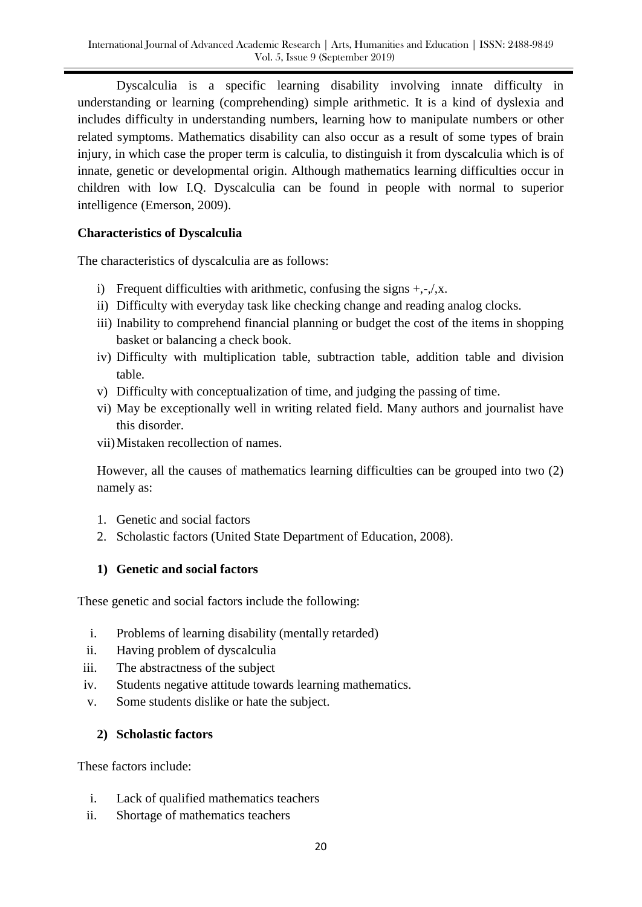Dyscalculia is a specific learning disability involving innate difficulty in understanding or learning (comprehending) simple arithmetic. It is a kind of dyslexia and includes difficulty in understanding numbers, learning how to manipulate numbers or other related symptoms. Mathematics disability can also occur as a result of some types of brain injury, in which case the proper term is calculia, to distinguish it from dyscalculia which is of innate, genetic or developmental origin. Although mathematics learning difficulties occur in children with low I.Q. Dyscalculia can be found in people with normal to superior intelligence (Emerson, 2009).

**Characteristics of Dyscalculia**

The characteristics of dyscalculia are as follows:

i) Frequent difficulties with arithmetic, confusing the signs +,-,/,x.
ii) Difficulty with everyday task like checking change and reading analog clocks.
iii) Inability to comprehend financial planning or budget the cost of the items in shopping basket or balancing a check book.
iv) Difficulty with multiplication table, subtraction table, addition table and division table.
v) Difficulty with conceptualization of time, and judging the passing of time.
vi) May be exceptionally well in writing related field. Many authors and journalist have this disorder.
vii) Mistaken recollection of names.

However, all the causes of mathematics learning difficulties can be grouped into two (2) namely as:

1. Genetic and social factors
2. Scholastic factors (United State Department of Education, 2008).

**1) Genetic and social factors**

These genetic and social factors include the following:

i. Problems of learning disability (mentally retarded)
ii. Having problem of dyscalculia
iii. The abstractness of the subject
iv. Students negative attitude towards learning mathematics.
v. Some students dislike or hate the subject.

**2) Scholastic factors**

These factors include:

i. Lack of qualified mathematics teachers
ii. Shortage of mathematics teachers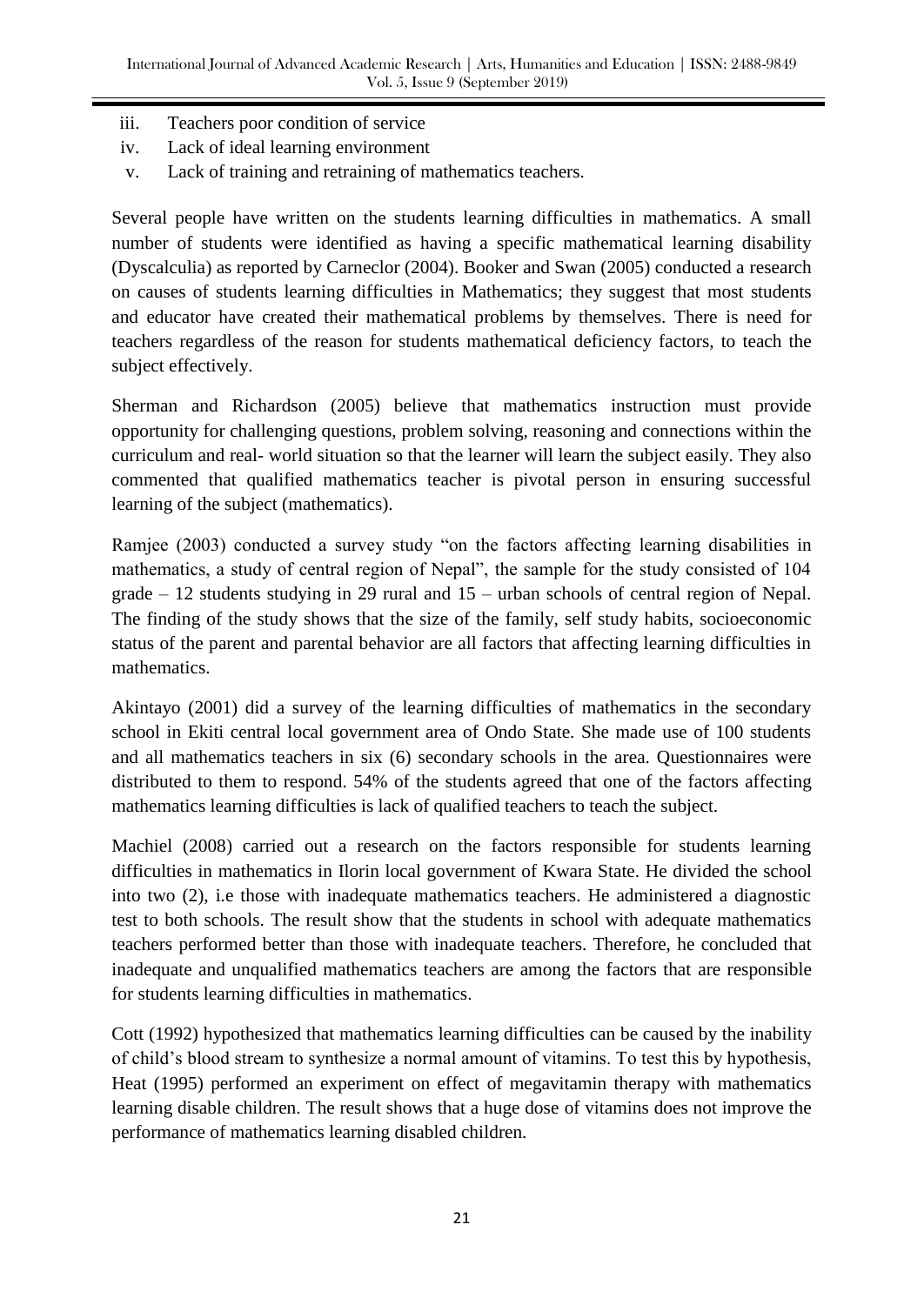iii. Teachers poor condition of service
iv. Lack of ideal learning environment
v. Lack of training and retraining of mathematics teachers.

Several people have written on the students learning difficulties in mathematics. A small number of students were identified as having a specific mathematical learning disability (Dyscalculia) as reported by Carneclor (2004). Booker and Swan (2005) conducted a research on causes of students learning difficulties in Mathematics; they suggest that most students and educator have created their mathematical problems by themselves. There is need for teachers regardless of the reason for students mathematical deficiency factors, to teach the subject effectively.

Sherman and Richardson (2005) believe that mathematics instruction must provide opportunity for challenging questions, problem solving, reasoning and connections within the curriculum and real- world situation so that the learner will learn the subject easily. They also commented that qualified mathematics teacher is pivotal person in ensuring successful learning of the subject (mathematics).

Ramjee (2003) conducted a survey study "on the factors affecting learning disabilities in mathematics, a study of central region of Nepal", the sample for the study consisted of 104 grade – 12 students studying in 29 rural and 15 – urban schools of central region of Nepal. The finding of the study shows that the size of the family, self study habits, socioeconomic status of the parent and parental behavior are all factors that affecting learning difficulties in mathematics.

Akintayo (2001) did a survey of the learning difficulties of mathematics in the secondary school in Ekiti central local government area of Ondo State. She made use of 100 students and all mathematics teachers in six (6) secondary schools in the area. Questionnaires were distributed to them to respond. 54% of the students agreed that one of the factors affecting mathematics learning difficulties is lack of qualified teachers to teach the subject.

Machiel (2008) carried out a research on the factors responsible for students learning difficulties in mathematics in Ilorin local government of Kwara State. He divided the school into two (2), i.e those with inadequate mathematics teachers. He administered a diagnostic test to both schools. The result show that the students in school with adequate mathematics teachers performed better than those with inadequate teachers. Therefore, he concluded that inadequate and unqualified mathematics teachers are among the factors that are responsible for students learning difficulties in mathematics.

Cott (1992) hypothesized that mathematics learning difficulties can be caused by the inability of child's blood stream to synthesize a normal amount of vitamins. To test this by hypothesis, Heat (1995) performed an experiment on effect of megavitamin therapy with mathematics learning disable children. The result shows that a huge dose of vitamins does not improve the performance of mathematics learning disabled children.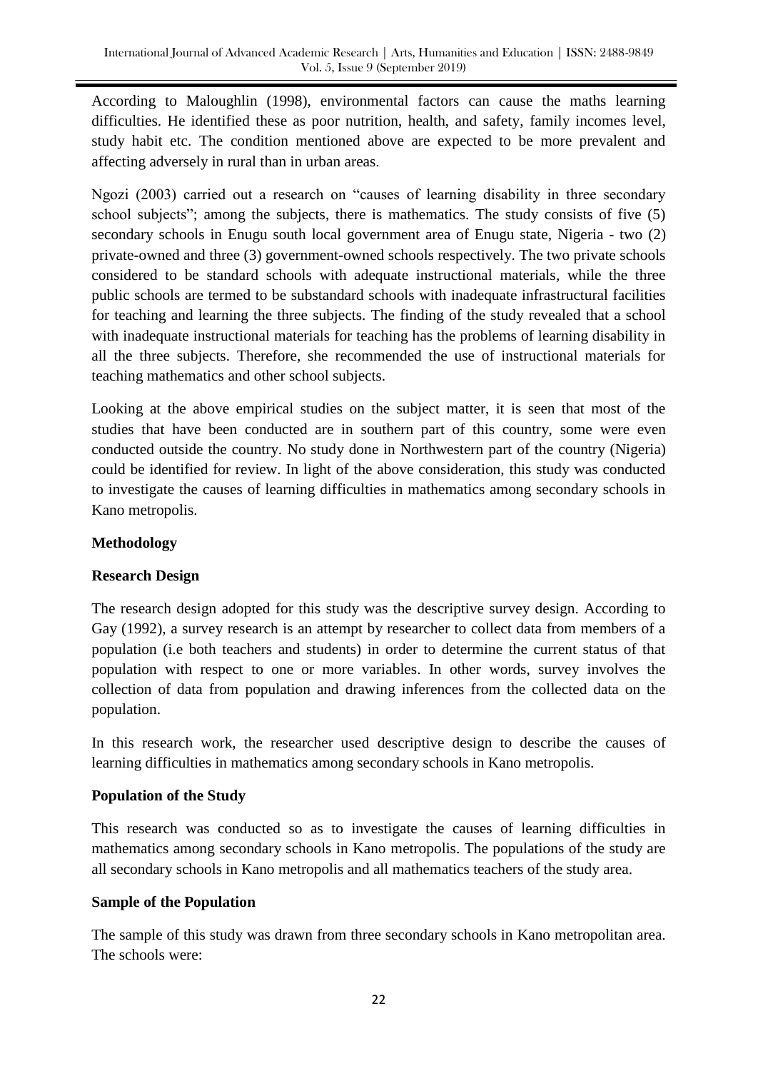According to Maloughlin (1998), environmental factors can cause the maths learning difficulties. He identified these as poor nutrition, health, and safety, family incomes level, study habit etc. The condition mentioned above are expected to be more prevalent and affecting adversely in rural than in urban areas.

Ngozi (2003) carried out a research on "causes of learning disability in three secondary school subjects"; among the subjects, there is mathematics. The study consists of five (5) secondary schools in Enugu south local government area of Enugu state, Nigeria - two (2) private-owned and three (3) government-owned schools respectively. The two private schools considered to be standard schools with adequate instructional materials, while the three public schools are termed to be substandard schools with inadequate infrastructural facilities for teaching and learning the three subjects. The finding of the study revealed that a school with inadequate instructional materials for teaching has the problems of learning disability in all the three subjects. Therefore, she recommended the use of instructional materials for teaching mathematics and other school subjects.

Looking at the above empirical studies on the subject matter, it is seen that most of the studies that have been conducted are in southern part of this country, some were even conducted outside the country. No study done in Northwestern part of the country (Nigeria) could be identified for review. In light of the above consideration, this study was conducted to investigate the causes of learning difficulties in mathematics among secondary schools in Kano metropolis.

## Methodology

### Research Design

The research design adopted for this study was the descriptive survey design. According to Gay (1992), a survey research is an attempt by researcher to collect data from members of a population (i.e both teachers and students) in order to determine the current status of that population with respect to one or more variables. In other words, survey involves the collection of data from population and drawing inferences from the collected data on the population.

In this research work, the researcher used descriptive design to describe the causes of learning difficulties in mathematics among secondary schools in Kano metropolis.

### Population of the Study

This research was conducted so as to investigate the causes of learning difficulties in mathematics among secondary schools in Kano metropolis. The populations of the study are all secondary schools in Kano metropolis and all mathematics teachers of the study area.

### Sample of the Population

The sample of this study was drawn from three secondary schools in Kano metropolitan area. The schools were: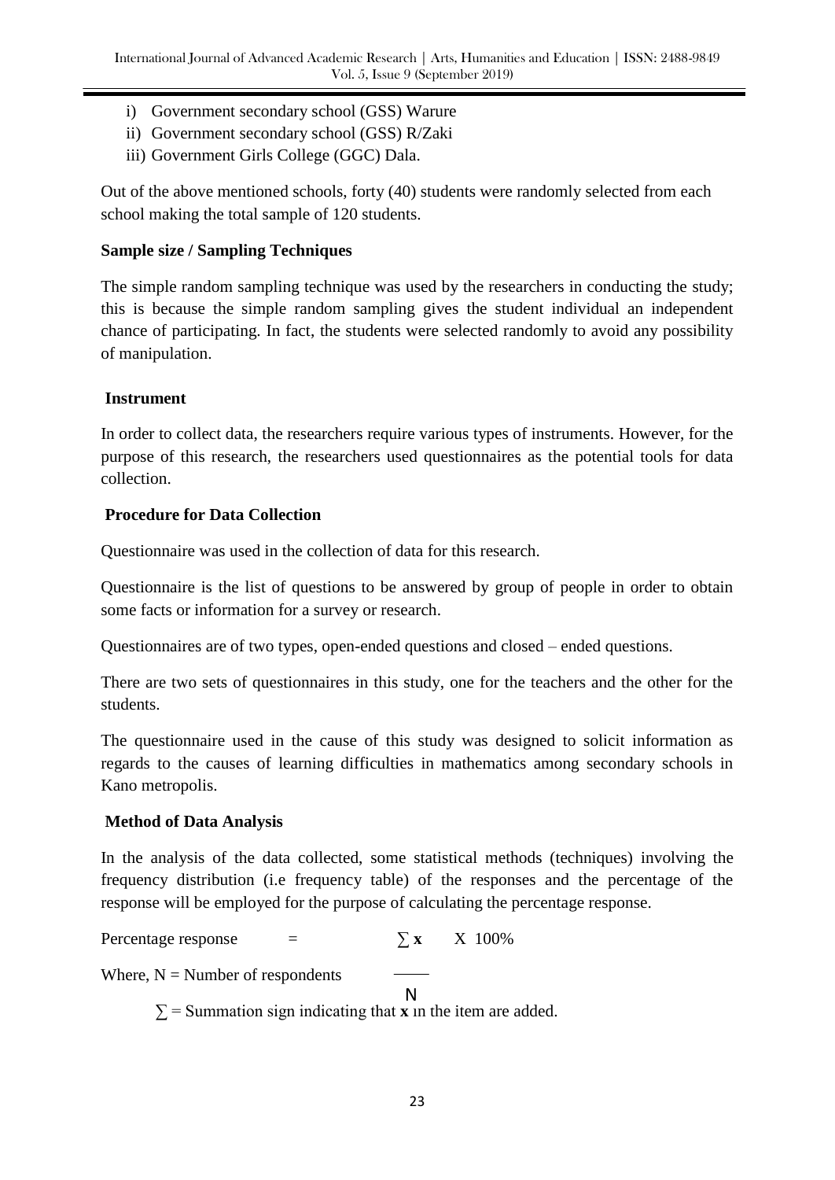i) Government secondary school (GSS) Warure
ii) Government secondary school (GSS) R/Zaki
iii) Government Girls College (GGC) Dala.

Out of the above mentioned schools, forty (40) students were randomly selected from each school making the total sample of 120 students.

**Sample size / Sampling Techniques**

The simple random sampling technique was used by the researchers in conducting the study; this is because the simple random sampling gives the student individual an independent chance of participating. In fact, the students were selected randomly to avoid any possibility of manipulation.

**Instrument**

In order to collect data, the researchers require various types of instruments. However, for the purpose of this research, the researchers used questionnaires as the potential tools for data collection.

**Procedure for Data Collection**

Questionnaire was used in the collection of data for this research.

Questionnaire is the list of questions to be answered by group of people in order to obtain some facts or information for a survey or research.

Questionnaires are of two types, open-ended questions and closed – ended questions.

There are two sets of questionnaires in this study, one for the teachers and the other for the students.

The questionnaire used in the cause of this study was designed to solicit information as regards to the causes of learning difficulties in mathematics among secondary schools in Kano metropolis.

**Method of Data Analysis**

In the analysis of the data collected, some statistical methods (techniques) involving the frequency distribution (i.e frequency table) of the responses and the percentage of the response will be employed for the purpose of calculating the percentage response.

$$\text{Percentage response} = \frac{\sum \mathbf{x}}{N} \times 100\%$$

Where, N = Number of respondents

$\sum$ = Summation sign indicating that **x** in the item are added.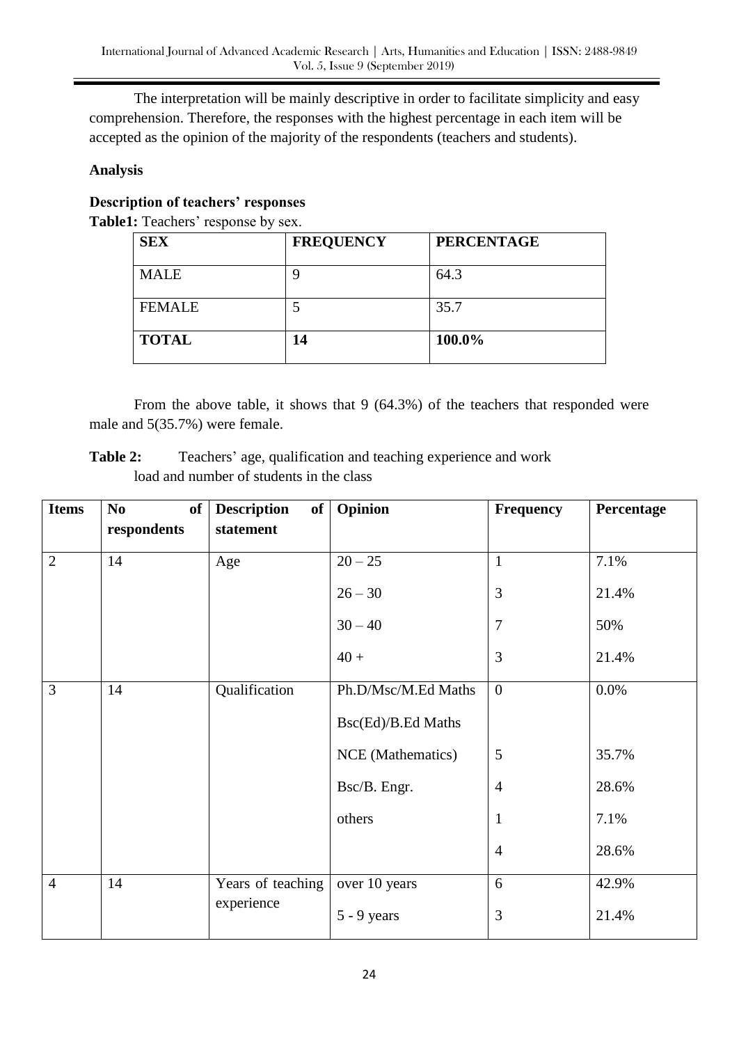The interpretation will be mainly descriptive in order to facilitate simplicity and easy comprehension. Therefore, the responses with the highest percentage in each item will be accepted as the opinion of the majority of the respondents (teachers and students).

## Analysis

### Description of teachers' responses

**Table1:** Teachers' response by sex.

| SEX | FREQUENCY | PERCENTAGE |
|---|---|---|
| MALE | 9 | 64.3 |
| FEMALE | 5 | 35.7 |
| **TOTAL** | **14** | **100.0%** |

From the above table, it shows that 9 (64.3%) of the teachers that responded were male and 5(35.7%) were female.

**Table 2:** Teachers' age, qualification and teaching experience and work load and number of students in the class

| Items | No of respondents | Description of statement | Opinion | Frequency | Percentage |
|---|---|---|---|---|---|
| 2 | 14 | Age | 20 – 25 | 1 | 7.1% |
| | | | 26 – 30 | 3 | 21.4% |
| | | | 30 – 40 | 7 | 50% |
| | | | 40 + | 3 | 21.4% |
| 3 | 14 | Qualification | Ph.D/Msc/M.Ed Maths | 0 | 0.0% |
| | | | Bsc(Ed)/B.Ed Maths | | |
| | | | NCE (Mathematics) | 5 | 35.7% |
| | | | Bsc/B. Engr. | 4 | 28.6% |
| | | | others | 1 | 7.1% |
| | | | | 4 | 28.6% |
| 4 | 14 | Years of teaching experience | over 10 years | 6 | 42.9% |
| | | | 5 - 9 years | 3 | 21.4% |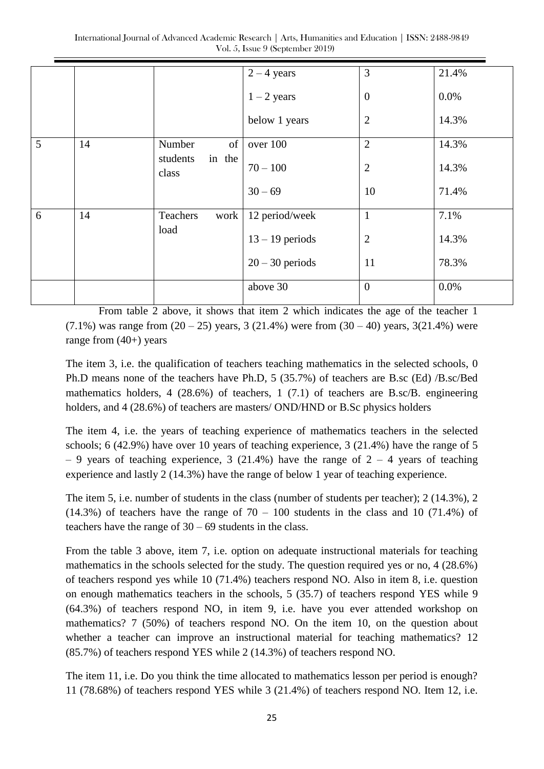|  |  |  | 2 – 4 years | 3 | 21.4% |
|---|---|---|---|---|---|
|  |  |  | 1 – 2 years | 0 | 0.0% |
|  |  |  | below 1 years | 2 | 14.3% |
| 5 | 14 | Number of students in the class | over 100 | 2 | 14.3% |
|  |  |  | 70 – 100 | 2 | 14.3% |
|  |  |  | 30 – 69 | 10 | 71.4% |
| 6 | 14 | Teachers work load | 12 period/week | 1 | 7.1% |
|  |  |  | 13 – 19 periods | 2 | 14.3% |
|  |  |  | 20 – 30 periods | 11 | 78.3% |
|  |  |  | above 30 | 0 | 0.0% |

From table 2 above, it shows that item 2 which indicates the age of the teacher 1 (7.1%) was range from (20 – 25) years, 3 (21.4%) were from (30 – 40) years, 3(21.4%) were range from (40+) years

The item 3, i.e. the qualification of teachers teaching mathematics in the selected schools, 0 Ph.D means none of the teachers have Ph.D, 5 (35.7%) of teachers are B.sc (Ed) /B.sc/Bed mathematics holders, 4 (28.6%) of teachers, 1 (7.1) of teachers are B.sc/B. engineering holders, and 4 (28.6%) of teachers are masters/ OND/HND or B.Sc physics holders

The item 4, i.e. the years of teaching experience of mathematics teachers in the selected schools; 6 (42.9%) have over 10 years of teaching experience, 3 (21.4%) have the range of 5 – 9 years of teaching experience, 3 (21.4%) have the range of 2 – 4 years of teaching experience and lastly 2 (14.3%) have the range of below 1 year of teaching experience.

The item 5, i.e. number of students in the class (number of students per teacher); 2 (14.3%), 2 (14.3%) of teachers have the range of 70 – 100 students in the class and 10 (71.4%) of teachers have the range of 30 – 69 students in the class.

From the table 3 above, item 7, i.e. option on adequate instructional materials for teaching mathematics in the schools selected for the study. The question required yes or no, 4 (28.6%) of teachers respond yes while 10 (71.4%) teachers respond NO. Also in item 8, i.e. question on enough mathematics teachers in the schools, 5 (35.7) of teachers respond YES while 9 (64.3%) of teachers respond NO, in item 9, i.e. have you ever attended workshop on mathematics? 7 (50%) of teachers respond NO. On the item 10, on the question about whether a teacher can improve an instructional material for teaching mathematics? 12 (85.7%) of teachers respond YES while 2 (14.3%) of teachers respond NO.

The item 11, i.e. Do you think the time allocated to mathematics lesson per period is enough? 11 (78.68%) of teachers respond YES while 3 (21.4%) of teachers respond NO. Item 12, i.e.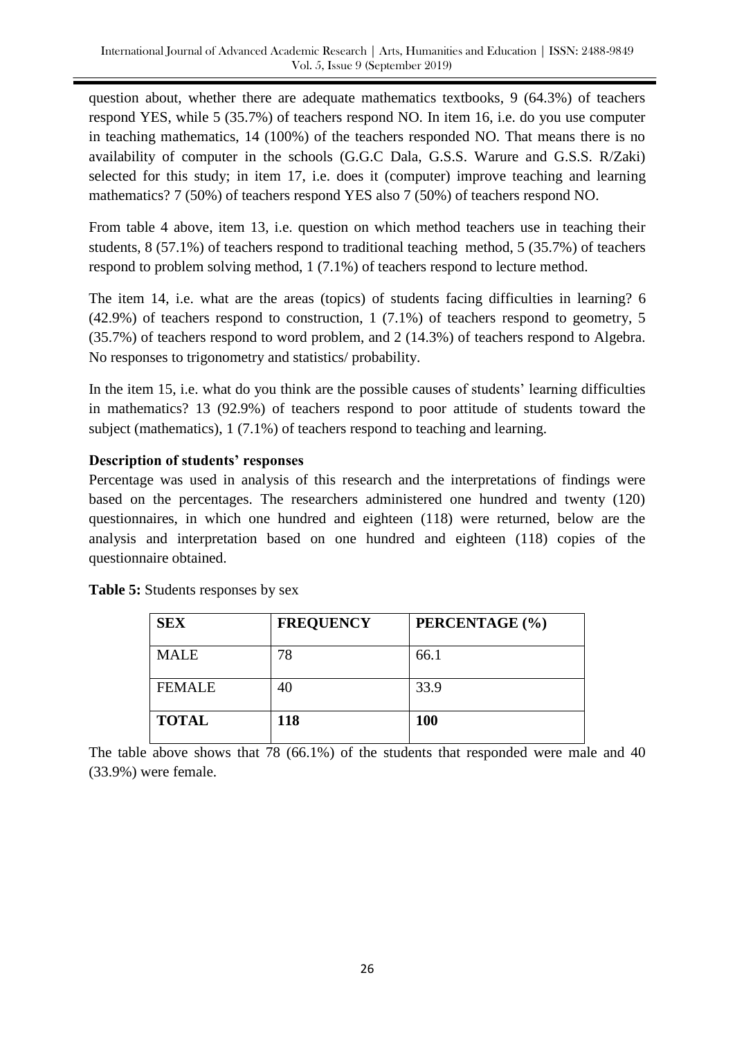question about, whether there are adequate mathematics textbooks, 9 (64.3%) of teachers respond YES, while 5 (35.7%) of teachers respond NO. In item 16, i.e. do you use computer in teaching mathematics, 14 (100%) of the teachers responded NO. That means there is no availability of computer in the schools (G.G.C Dala, G.S.S. Warure and G.S.S. R/Zaki) selected for this study; in item 17, i.e. does it (computer) improve teaching and learning mathematics? 7 (50%) of teachers respond YES also 7 (50%) of teachers respond NO.

From table 4 above, item 13, i.e. question on which method teachers use in teaching their students, 8 (57.1%) of teachers respond to traditional teaching method, 5 (35.7%) of teachers respond to problem solving method, 1 (7.1%) of teachers respond to lecture method.

The item 14, i.e. what are the areas (topics) of students facing difficulties in learning? 6 (42.9%) of teachers respond to construction, 1 (7.1%) of teachers respond to geometry, 5 (35.7%) of teachers respond to word problem, and 2 (14.3%) of teachers respond to Algebra. No responses to trigonometry and statistics/ probability.

In the item 15, i.e. what do you think are the possible causes of students' learning difficulties in mathematics? 13 (92.9%) of teachers respond to poor attitude of students toward the subject (mathematics), 1 (7.1%) of teachers respond to teaching and learning.

**Description of students' responses**

Percentage was used in analysis of this research and the interpretations of findings were based on the percentages. The researchers administered one hundred and twenty (120) questionnaires, in which one hundred and eighteen (118) were returned, below are the analysis and interpretation based on one hundred and eighteen (118) copies of the questionnaire obtained.

**Table 5:** Students responses by sex

| SEX | FREQUENCY | PERCENTAGE (%) |
|---|---|---|
| MALE | 78 | 66.1 |
| FEMALE | 40 | 33.9 |
| **TOTAL** | **118** | **100** |

The table above shows that 78 (66.1%) of the students that responded were male and 40 (33.9%) were female.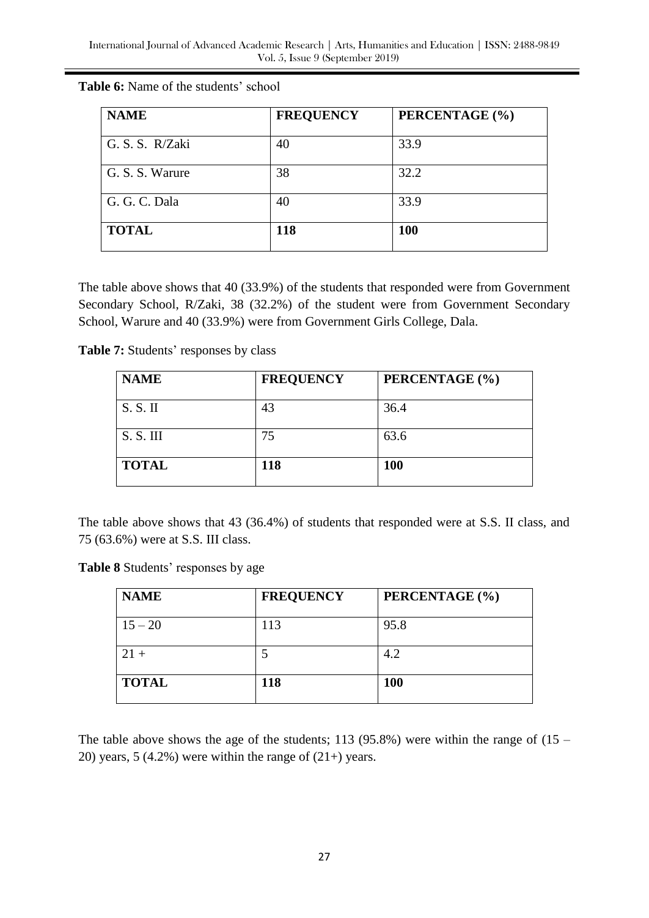**Table 6:** Name of the students' school

| NAME | FREQUENCY | PERCENTAGE (%) |
|---|---|---|
| G. S. S. R/Zaki | 40 | 33.9 |
| G. S. S. Warure | 38 | 32.2 |
| G. G. C. Dala | 40 | 33.9 |
| **TOTAL** | **118** | **100** |

The table above shows that 40 (33.9%) of the students that responded were from Government Secondary School, R/Zaki, 38 (32.2%) of the student were from Government Secondary School, Warure and 40 (33.9%) were from Government Girls College, Dala.

**Table 7:** Students' responses by class

| NAME | FREQUENCY | PERCENTAGE (%) |
|---|---|---|
| S. S. II | 43 | 36.4 |
| S. S. III | 75 | 63.6 |
| **TOTAL** | **118** | **100** |

The table above shows that 43 (36.4%) of students that responded were at S.S. II class, and 75 (63.6%) were at S.S. III class.

**Table 8** Students' responses by age

| NAME | FREQUENCY | PERCENTAGE (%) |
|---|---|---|
| 15 – 20 | 113 | 95.8 |
| 21 + | 5 | 4.2 |
| **TOTAL** | **118** | **100** |

The table above shows the age of the students; 113 (95.8%) were within the range of (15 – 20) years, 5 (4.2%) were within the range of (21+) years.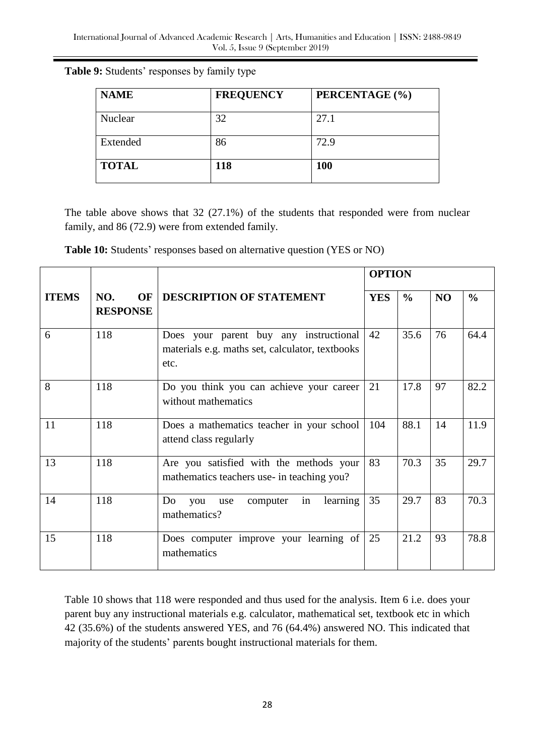**Table 9:** Students' responses by family type

| NAME | FREQUENCY | PERCENTAGE (%) |
|---|---|---|
| Nuclear | 32 | 27.1 |
| Extended | 86 | 72.9 |
| **TOTAL** | **118** | **100** |

The table above shows that 32 (27.1%) of the students that responded were from nuclear family, and 86 (72.9) were from extended family.

**Table 10:** Students' responses based on alternative question (YES or NO)

| ITEMS | NO. OF RESPONSE | DESCRIPTION OF STATEMENT | OPTION | | | |
|---|---|---|---|---|---|---|
| | | | **YES** | **%** | **NO** | **%** |
| 6 | 118 | Does your parent buy any instructional materials e.g. maths set, calculator, textbooks etc. | 42 | 35.6 | 76 | 64.4 |
| 8 | 118 | Do you think you can achieve your career without mathematics | 21 | 17.8 | 97 | 82.2 |
| 11 | 118 | Does a mathematics teacher in your school attend class regularly | 104 | 88.1 | 14 | 11.9 |
| 13 | 118 | Are you satisfied with the methods your mathematics teachers use- in teaching you? | 83 | 70.3 | 35 | 29.7 |
| 14 | 118 | Do you use computer in learning mathematics? | 35 | 29.7 | 83 | 70.3 |
| 15 | 118 | Does computer improve your learning of mathematics | 25 | 21.2 | 93 | 78.8 |

Table 10 shows that 118 were responded and thus used for the analysis. Item 6 i.e. does your parent buy any instructional materials e.g. calculator, mathematical set, textbook etc in which 42 (35.6%) of the students answered YES, and 76 (64.4%) answered NO. This indicated that majority of the students' parents bought instructional materials for them.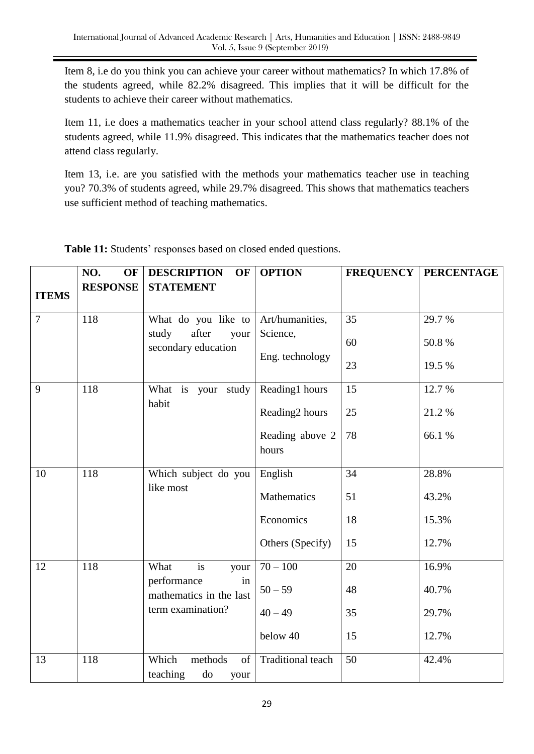Item 8, i.e do you think you can achieve your career without mathematics? In which 17.8% of the students agreed, while 82.2% disagreed. This implies that it will be difficult for the students to achieve their career without mathematics.

Item 11, i.e does a mathematics teacher in your school attend class regularly? 88.1% of the students agreed, while 11.9% disagreed. This indicates that the mathematics teacher does not attend class regularly.

Item 13, i.e. are you satisfied with the methods your mathematics teacher use in teaching you? 70.3% of students agreed, while 29.7% disagreed. This shows that mathematics teachers use sufficient method of teaching mathematics.

**Table 11:** Students' responses based on closed ended questions.

| ITEMS | NO. OF RESPONSE | DESCRIPTION OF STATEMENT | OPTION | FREQUENCY | PERCENTAGE |
|---|---|---|---|---|---|
| 7 | 118 | What do you like to study after your secondary education | Art/humanities, | 35 | 29.7 % |
| | | | Science, | 60 | 50.8 % |
| | | | Eng. technology | 23 | 19.5 % |
| 9 | 118 | What is your study habit | Reading1 hours | 15 | 12.7 % |
| | | | Reading2 hours | 25 | 21.2 % |
| | | | Reading above 2 hours | 78 | 66.1 % |
| 10 | 118 | Which subject do you like most | English | 34 | 28.8% |
| | | | Mathematics | 51 | 43.2% |
| | | | Economics | 18 | 15.3% |
| | | | Others (Specify) | 15 | 12.7% |
| 12 | 118 | What is your performance in mathematics in the last term examination? | 70 – 100 | 20 | 16.9% |
| | | | 50 – 59 | 48 | 40.7% |
| | | | 40 – 49 | 35 | 29.7% |
| | | | below 40 | 15 | 12.7% |
| 13 | 118 | Which methods of teaching do your | Traditional teach | 50 | 42.4% |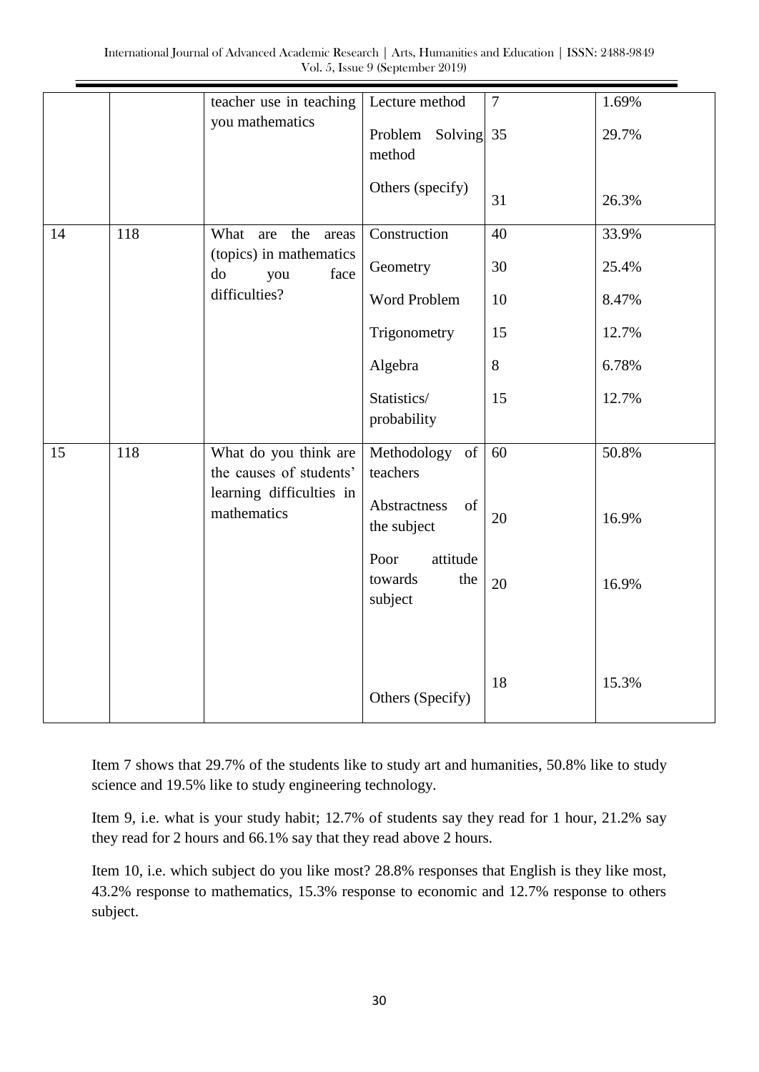|  |  | teacher use in teaching you mathematics | Lecture method | 7 | 1.69% |
|---|---|---|---|---|---|
|  |  |  | Problem Solving method | 35 | 29.7% |
|  |  |  | Others (specify) | 31 | 26.3% |
| 14 | 118 | What are the areas (topics) in mathematics do you face difficulties? | Construction | 40 | 33.9% |
|  |  |  | Geometry | 30 | 25.4% |
|  |  |  | Word Problem | 10 | 8.47% |
|  |  |  | Trigonometry | 15 | 12.7% |
|  |  |  | Algebra | 8 | 6.78% |
|  |  |  | Statistics/ probability | 15 | 12.7% |
| 15 | 118 | What do you think are the causes of students' learning difficulties in mathematics | Methodology of teachers | 60 | 50.8% |
|  |  |  | Abstractness of the subject | 20 | 16.9% |
|  |  |  | Poor attitude towards the subject | 20 | 16.9% |
|  |  |  | Others (Specify) | 18 | 15.3% |

Item 7 shows that 29.7% of the students like to study art and humanities, 50.8% like to study science and 19.5% like to study engineering technology.

Item 9, i.e. what is your study habit; 12.7% of students say they read for 1 hour, 21.2% say they read for 2 hours and 66.1% say that they read above 2 hours.

Item 10, i.e. which subject do you like most? 28.8% responses that English is they like most, 43.2% response to mathematics, 15.3% response to economic and 12.7% response to others subject.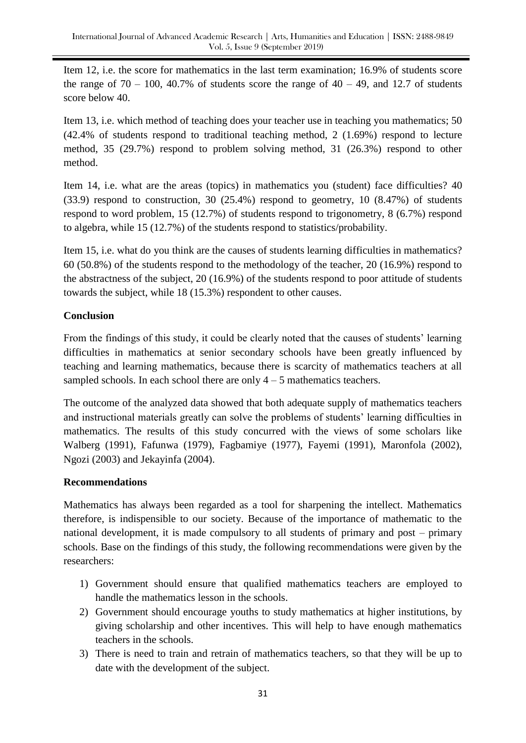Item 12, i.e. the score for mathematics in the last term examination; 16.9% of students score the range of 70 – 100, 40.7% of students score the range of 40 – 49, and 12.7 of students score below 40.

Item 13, i.e. which method of teaching does your teacher use in teaching you mathematics; 50 (42.4% of students respond to traditional teaching method, 2 (1.69%) respond to lecture method, 35 (29.7%) respond to problem solving method, 31 (26.3%) respond to other method.

Item 14, i.e. what are the areas (topics) in mathematics you (student) face difficulties? 40 (33.9) respond to construction, 30 (25.4%) respond to geometry, 10 (8.47%) of students respond to word problem, 15 (12.7%) of students respond to trigonometry, 8 (6.7%) respond to algebra, while 15 (12.7%) of the students respond to statistics/probability.

Item 15, i.e. what do you think are the causes of students learning difficulties in mathematics? 60 (50.8%) of the students respond to the methodology of the teacher, 20 (16.9%) respond to the abstractness of the subject, 20 (16.9%) of the students respond to poor attitude of students towards the subject, while 18 (15.3%) respondent to other causes.

**Conclusion**

From the findings of this study, it could be clearly noted that the causes of students' learning difficulties in mathematics at senior secondary schools have been greatly influenced by teaching and learning mathematics, because there is scarcity of mathematics teachers at all sampled schools. In each school there are only 4 – 5 mathematics teachers.

The outcome of the analyzed data showed that both adequate supply of mathematics teachers and instructional materials greatly can solve the problems of students' learning difficulties in mathematics. The results of this study concurred with the views of some scholars like Walberg (1991), Fafunwa (1979), Fagbamiye (1977), Fayemi (1991), Maronfola (2002), Ngozi (2003) and Jekayinfa (2004).

**Recommendations**

Mathematics has always been regarded as a tool for sharpening the intellect. Mathematics therefore, is indispensible to our society. Because of the importance of mathematic to the national development, it is made compulsory to all students of primary and post – primary schools. Base on the findings of this study, the following recommendations were given by the researchers:

1) Government should ensure that qualified mathematics teachers are employed to handle the mathematics lesson in the schools.
2) Government should encourage youths to study mathematics at higher institutions, by giving scholarship and other incentives. This will help to have enough mathematics teachers in the schools.
3) There is need to train and retrain of mathematics teachers, so that they will be up to date with the development of the subject.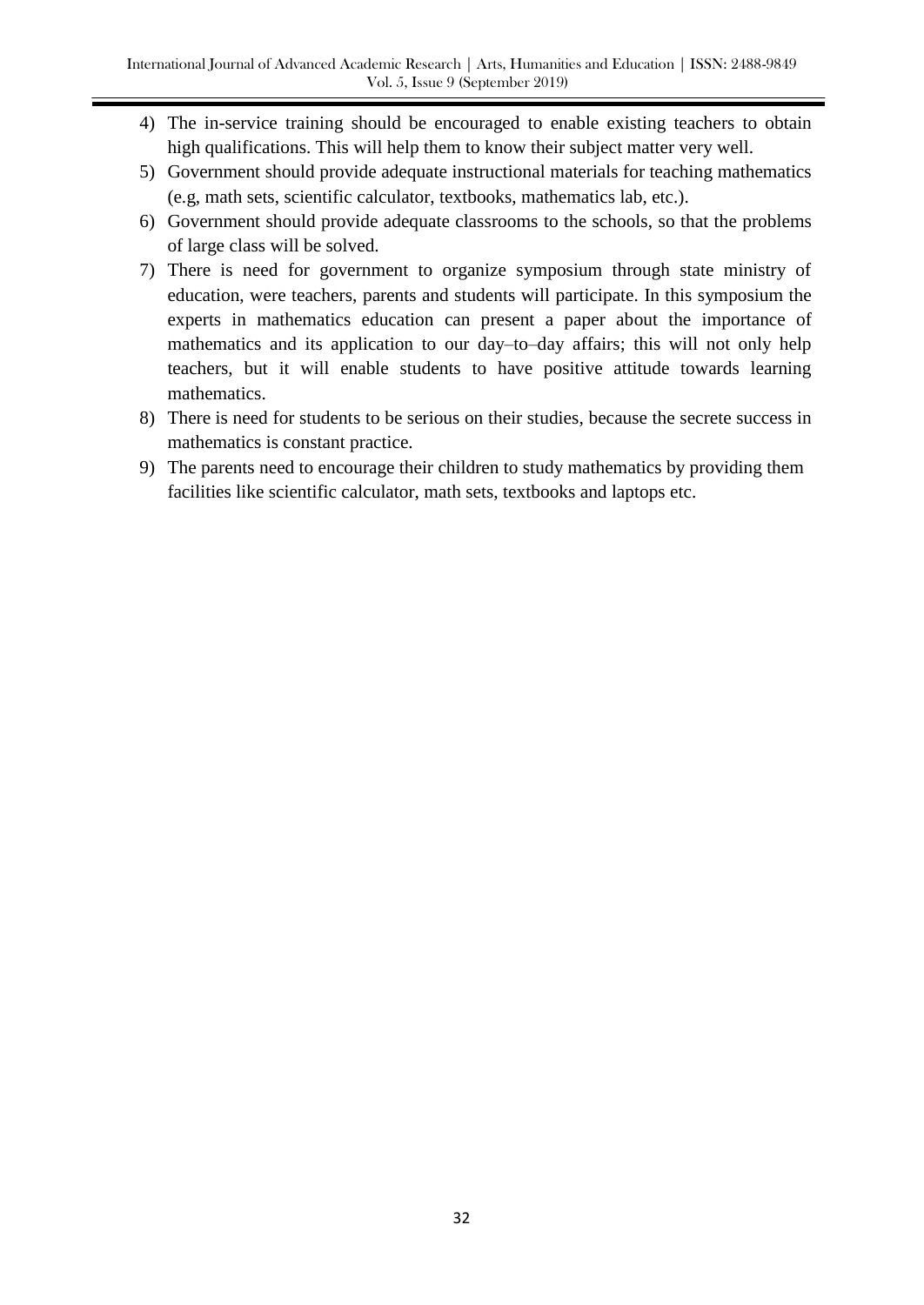4) The in-service training should be encouraged to enable existing teachers to obtain high qualifications. This will help them to know their subject matter very well.
5) Government should provide adequate instructional materials for teaching mathematics (e.g, math sets, scientific calculator, textbooks, mathematics lab, etc.).
6) Government should provide adequate classrooms to the schools, so that the problems of large class will be solved.
7) There is need for government to organize symposium through state ministry of education, were teachers, parents and students will participate. In this symposium the experts in mathematics education can present a paper about the importance of mathematics and its application to our day–to–day affairs; this will not only help teachers, but it will enable students to have positive attitude towards learning mathematics.
8) There is need for students to be serious on their studies, because the secrete success in mathematics is constant practice.
9) The parents need to encourage their children to study mathematics by providing them facilities like scientific calculator, math sets, textbooks and laptops etc.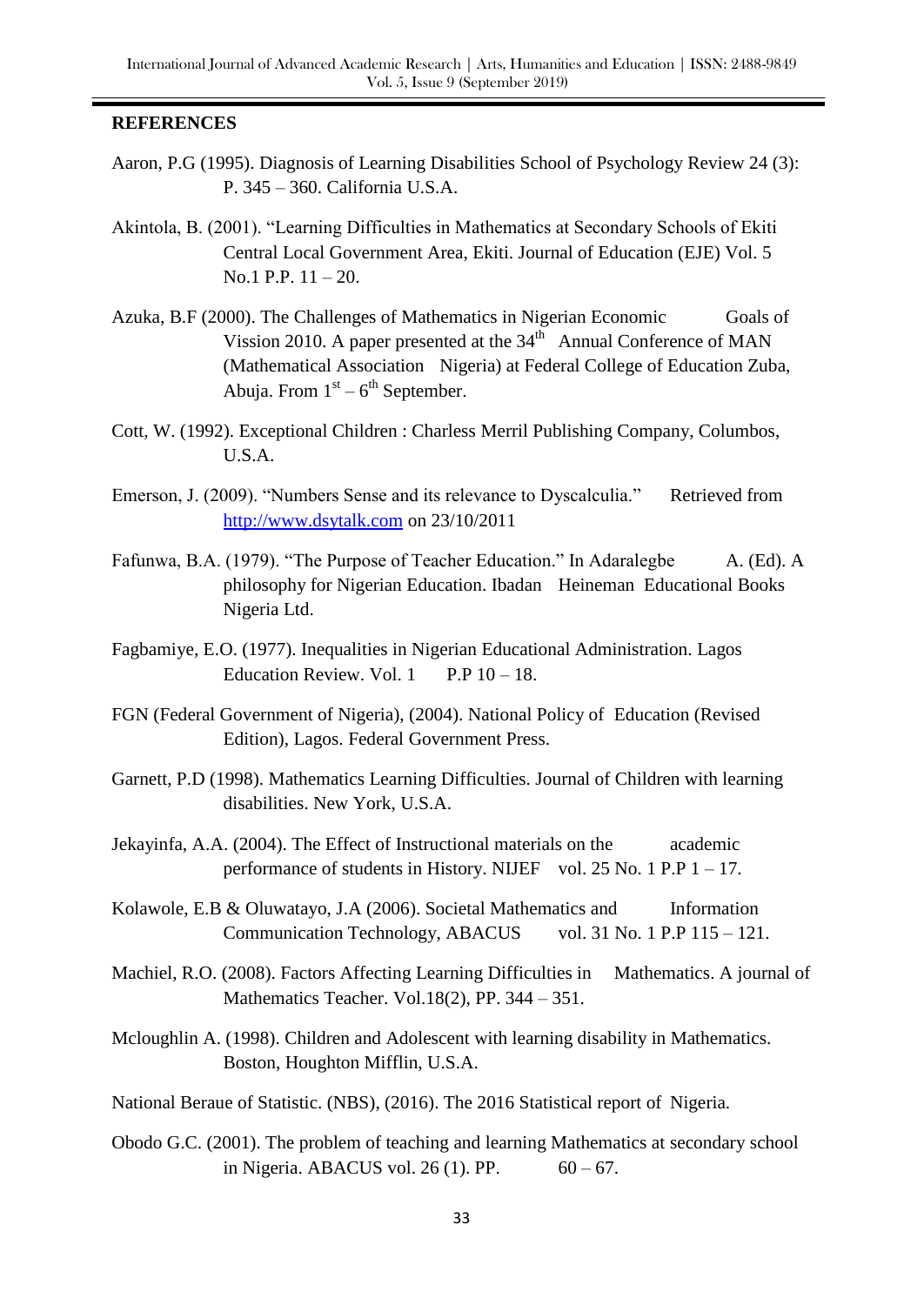## REFERENCES

Aaron, P.G (1995). Diagnosis of Learning Disabilities School of Psychology Review 24 (3): P. 345 – 360. California U.S.A.

Akintola, B. (2001). "Learning Difficulties in Mathematics at Secondary Schools of Ekiti Central Local Government Area, Ekiti. Journal of Education (EJE) Vol. 5 No.1 P.P. 11 – 20.

Azuka, B.F (2000). The Challenges of Mathematics in Nigerian Economic Goals of Vission 2010. A paper presented at the 34th Annual Conference of MAN (Mathematical Association Nigeria) at Federal College of Education Zuba, Abuja. From 1st – 6th September.

Cott, W. (1992). Exceptional Children : Charless Merril Publishing Company, Columbos, U.S.A.

Emerson, J. (2009). "Numbers Sense and its relevance to Dyscalculia." Retrieved from http://www.dsytalk.com on 23/10/2011

Fafunwa, B.A. (1979). "The Purpose of Teacher Education." In Adaralegbe A. (Ed). A philosophy for Nigerian Education. Ibadan Heineman Educational Books Nigeria Ltd.

Fagbamiye, E.O. (1977). Inequalities in Nigerian Educational Administration. Lagos Education Review. Vol. 1 P.P 10 – 18.

FGN (Federal Government of Nigeria), (2004). National Policy of Education (Revised Edition), Lagos. Federal Government Press.

Garnett, P.D (1998). Mathematics Learning Difficulties. Journal of Children with learning disabilities. New York, U.S.A.

Jekayinfa, A.A. (2004). The Effect of Instructional materials on the academic performance of students in History. NIJEF vol. 25 No. 1 P.P 1 – 17.

Kolawole, E.B & Oluwatayo, J.A (2006). Societal Mathematics and Information Communication Technology, ABACUS vol. 31 No. 1 P.P 115 – 121.

Machiel, R.O. (2008). Factors Affecting Learning Difficulties in Mathematics. A journal of Mathematics Teacher. Vol.18(2), PP. 344 – 351.

Mcloughlin A. (1998). Children and Adolescent with learning disability in Mathematics. Boston, Houghton Mifflin, U.S.A.

National Beraue of Statistic. (NBS), (2016). The 2016 Statistical report of Nigeria.

Obodo G.C. (2001). The problem of teaching and learning Mathematics at secondary school in Nigeria. ABACUS vol. 26 (1). PP. 60 – 67.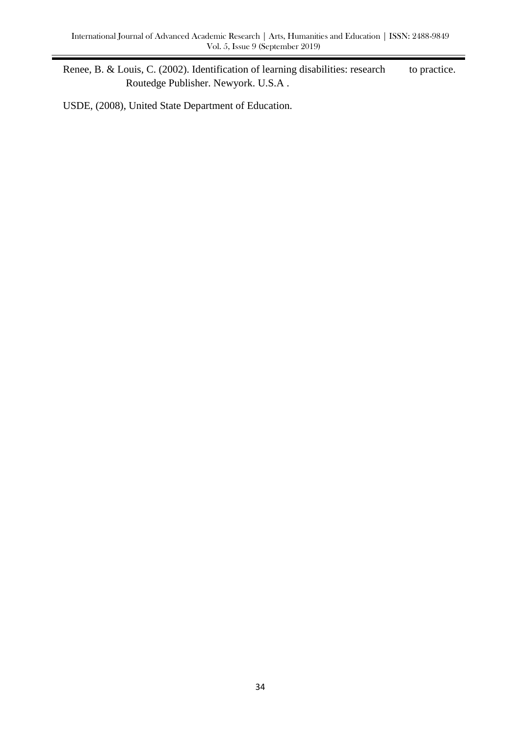Renee, B. & Louis, C. (2002). Identification of learning disabilities: research to practice. Routedge Publisher. Newyork. U.S.A .

USDE, (2008), United State Department of Education.